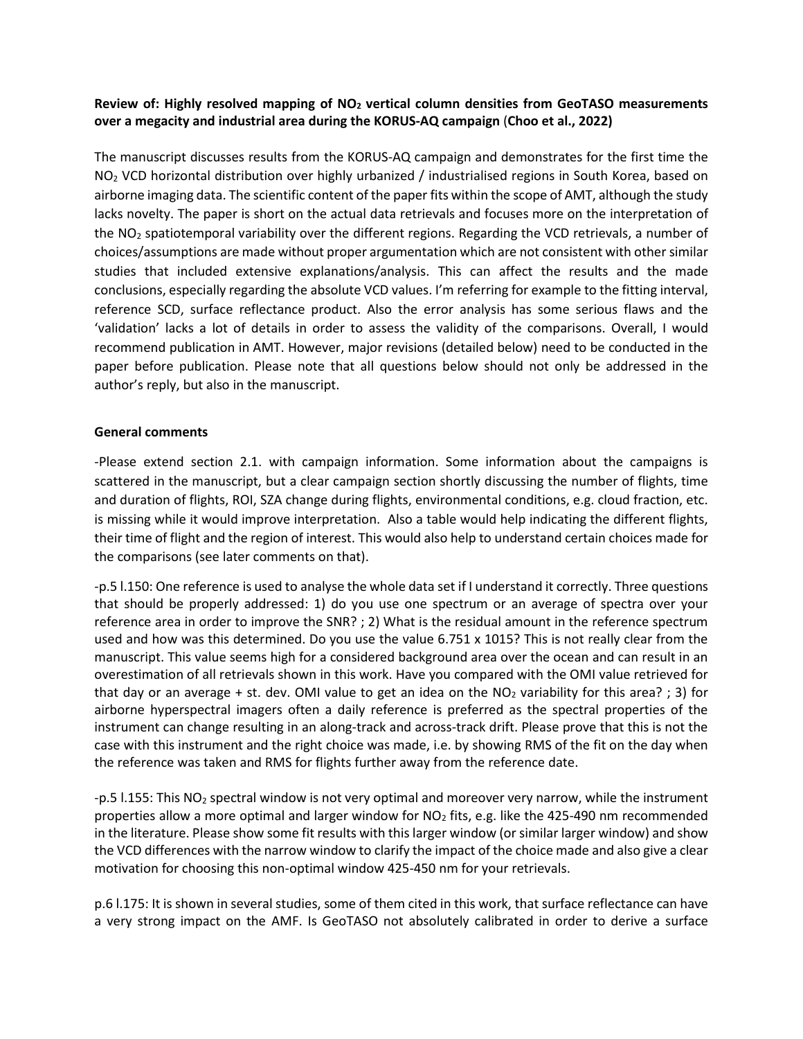**Review of: Highly resolved mapping of $NO_2$ vertical column densities from GeoTASO measurements over a megacity and industrial area during the KORUS-AQ campaign (Choo et al., 2022)**

The manuscript discusses results from the KORUS-AQ campaign and demonstrates for the first time the $NO_2$ VCD horizontal distribution over highly urbanized / industrialised regions in South Korea, based on airborne imaging data. The scientific content of the paper fits within the scope of AMT, although the study lacks novelty. The paper is short on the actual data retrievals and focuses more on the interpretation of the $NO_2$ spatiotemporal variability over the different regions. Regarding the VCD retrievals, a number of choices/assumptions are made without proper argumentation which are not consistent with other similar studies that included extensive explanations/analysis. This can affect the results and the made conclusions, especially regarding the absolute VCD values. I'm referring for example to the fitting interval, reference SCD, surface reflectance product. Also the error analysis has some serious flaws and the 'validation' lacks a lot of details in order to assess the validity of the comparisons. Overall, I would recommend publication in AMT. However, major revisions (detailed below) need to be conducted in the paper before publication. Please note that all questions below should not only be addressed in the author's reply, but also in the manuscript.

**General comments**

-Please extend section 2.1. with campaign information. Some information about the campaigns is scattered in the manuscript, but a clear campaign section shortly discussing the number of flights, time and duration of flights, ROI, SZA change during flights, environmental conditions, e.g. cloud fraction, etc. is missing while it would improve interpretation. Also a table would help indicating the different flights, their time of flight and the region of interest. This would also help to understand certain choices made for the comparisons (see later comments on that).

-p.5 l.150: One reference is used to analyse the whole data set if I understand it correctly. Three questions that should be properly addressed: 1) do you use one spectrum or an average of spectra over your reference area in order to improve the SNR? ; 2) What is the residual amount in the reference spectrum used and how was this determined. Do you use the value 6.751 x 1015? This is not really clear from the manuscript. This value seems high for a considered background area over the ocean and can result in an overestimation of all retrievals shown in this work. Have you compared with the OMI value retrieved for that day or an average + st. dev. OMI value to get an idea on the $NO_2$ variability for this area? ; 3) for airborne hyperspectral imagers often a daily reference is preferred as the spectral properties of the instrument can change resulting in an along-track and across-track drift. Please prove that this is not the case with this instrument and the right choice was made, i.e. by showing RMS of the fit on the day when the reference was taken and RMS for flights further away from the reference date.

-p.5 l.155: This $NO_2$ spectral window is not very optimal and moreover very narrow, while the instrument properties allow a more optimal and larger window for $NO_2$ fits, e.g. like the 425-490 nm recommended in the literature. Please show some fit results with this larger window (or similar larger window) and show the VCD differences with the narrow window to clarify the impact of the choice made and also give a clear motivation for choosing this non-optimal window 425-450 nm for your retrievals.

p.6 l.175: It is shown in several studies, some of them cited in this work, that surface reflectance can have a very strong impact on the AMF. Is GeoTASO not absolutely calibrated in order to derive a surface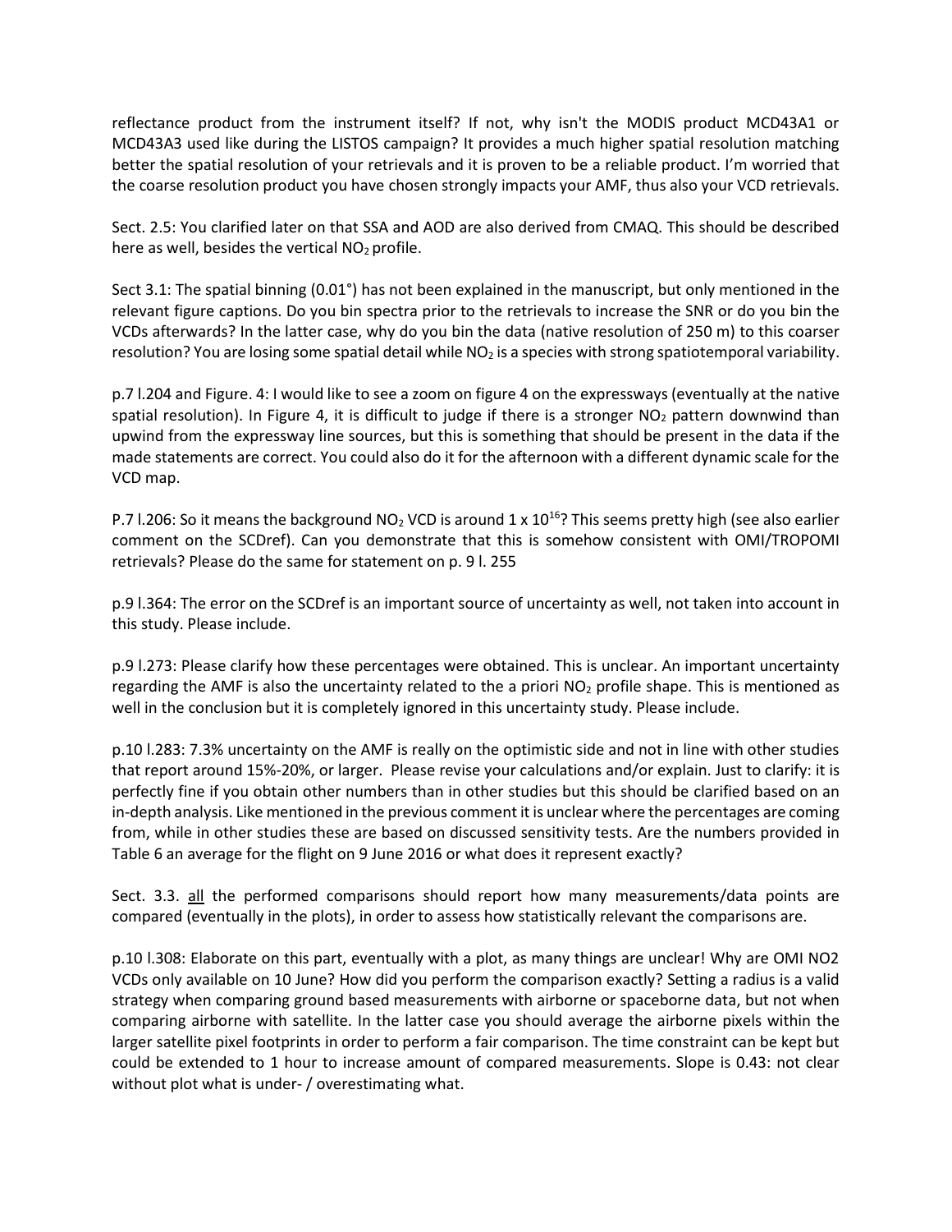reflectance product from the instrument itself? If not, why isn't the MODIS product MCD43A1 or MCD43A3 used like during the LISTOS campaign? It provides a much higher spatial resolution matching better the spatial resolution of your retrievals and it is proven to be a reliable product. I'm worried that the coarse resolution product you have chosen strongly impacts your AMF, thus also your VCD retrievals.

Sect. 2.5: You clarified later on that SSA and AOD are also derived from CMAQ. This should be described here as well, besides the vertical $NO_2$ profile.

Sect 3.1: The spatial binning (0.01°) has not been explained in the manuscript, but only mentioned in the relevant figure captions. Do you bin spectra prior to the retrievals to increase the SNR or do you bin the VCDs afterwards? In the latter case, why do you bin the data (native resolution of 250 m) to this coarser resolution? You are losing some spatial detail while $NO_2$ is a species with strong spatiotemporal variability.

p.7 l.204 and Figure. 4: I would like to see a zoom on figure 4 on the expressways (eventually at the native spatial resolution). In Figure 4, it is difficult to judge if there is a stronger $NO_2$ pattern downwind than upwind from the expressway line sources, but this is something that should be present in the data if the made statements are correct. You could also do it for the afternoon with a different dynamic scale for the VCD map.

P.7 l.206: So it means the background $NO_2$ VCD is around $1 \times 10^{16}$? This seems pretty high (see also earlier comment on the SCDref). Can you demonstrate that this is somehow consistent with OMI/TROPOMI retrievals? Please do the same for statement on p. 9 l. 255

p.9 l.364: The error on the SCDref is an important source of uncertainty as well, not taken into account in this study. Please include.

p.9 l.273: Please clarify how these percentages were obtained. This is unclear. An important uncertainty regarding the AMF is also the uncertainty related to the a priori $NO_2$ profile shape. This is mentioned as well in the conclusion but it is completely ignored in this uncertainty study. Please include.

p.10 l.283: 7.3% uncertainty on the AMF is really on the optimistic side and not in line with other studies that report around 15%-20%, or larger. Please revise your calculations and/or explain. Just to clarify: it is perfectly fine if you obtain other numbers than in other studies but this should be clarified based on an in-depth analysis. Like mentioned in the previous comment it is unclear where the percentages are coming from, while in other studies these are based on discussed sensitivity tests. Are the numbers provided in Table 6 an average for the flight on 9 June 2016 or what does it represent exactly?

Sect. 3.3. <u>all</u> the performed comparisons should report how many measurements/data points are compared (eventually in the plots), in order to assess how statistically relevant the comparisons are.

p.10 l.308: Elaborate on this part, eventually with a plot, as many things are unclear! Why are OMI NO2 VCDs only available on 10 June? How did you perform the comparison exactly? Setting a radius is a valid strategy when comparing ground based measurements with airborne or spaceborne data, but not when comparing airborne with satellite. In the latter case you should average the airborne pixels within the larger satellite pixel footprints in order to perform a fair comparison. The time constraint can be kept but could be extended to 1 hour to increase amount of compared measurements. Slope is 0.43: not clear without plot what is under- / overestimating what.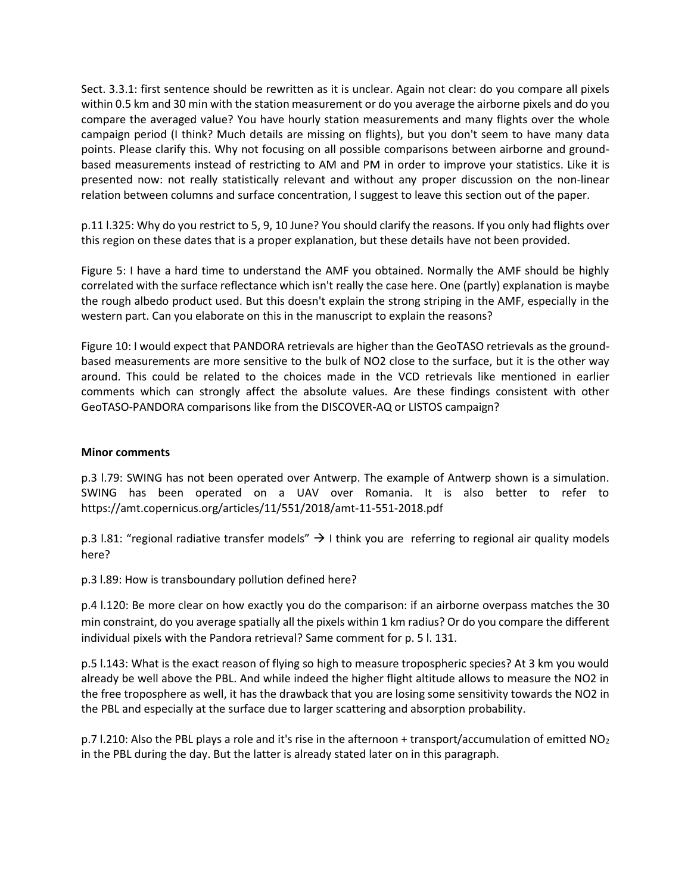Sect. 3.3.1: first sentence should be rewritten as it is unclear. Again not clear: do you compare all pixels within 0.5 km and 30 min with the station measurement or do you average the airborne pixels and do you compare the averaged value? You have hourly station measurements and many flights over the whole campaign period (I think? Much details are missing on flights), but you don't seem to have many data points. Please clarify this. Why not focusing on all possible comparisons between airborne and ground-based measurements instead of restricting to AM and PM in order to improve your statistics. Like it is presented now: not really statistically relevant and without any proper discussion on the non-linear relation between columns and surface concentration, I suggest to leave this section out of the paper.

p.11 l.325: Why do you restrict to 5, 9, 10 June? You should clarify the reasons. If you only had flights over this region on these dates that is a proper explanation, but these details have not been provided.

Figure 5: I have a hard time to understand the AMF you obtained. Normally the AMF should be highly correlated with the surface reflectance which isn't really the case here. One (partly) explanation is maybe the rough albedo product used. But this doesn't explain the strong striping in the AMF, especially in the western part. Can you elaborate on this in the manuscript to explain the reasons?

Figure 10: I would expect that PANDORA retrievals are higher than the GeoTASO retrievals as the ground-based measurements are more sensitive to the bulk of NO2 close to the surface, but it is the other way around. This could be related to the choices made in the VCD retrievals like mentioned in earlier comments which can strongly affect the absolute values. Are these findings consistent with other GeoTASO-PANDORA comparisons like from the DISCOVER-AQ or LISTOS campaign?

**Minor comments**

p.3 l.79: SWING has not been operated over Antwerp. The example of Antwerp shown is a simulation. SWING has been operated on a UAV over Romania. It is also better to refer to https://amt.copernicus.org/articles/11/551/2018/amt-11-551-2018.pdf

p.3 l.81: "regional radiative transfer models" → I think you are referring to regional air quality models here?

p.3 l.89: How is transboundary pollution defined here?

p.4 l.120: Be more clear on how exactly you do the comparison: if an airborne overpass matches the 30 min constraint, do you average spatially all the pixels within 1 km radius? Or do you compare the different individual pixels with the Pandora retrieval? Same comment for p. 5 l. 131.

p.5 l.143: What is the exact reason of flying so high to measure tropospheric species? At 3 km you would already be well above the PBL. And while indeed the higher flight altitude allows to measure the NO2 in the free troposphere as well, it has the drawback that you are losing some sensitivity towards the NO2 in the PBL and especially at the surface due to larger scattering and absorption probability.

p.7 l.210: Also the PBL plays a role and it's rise in the afternoon + transport/accumulation of emitted $NO_2$ in the PBL during the day. But the latter is already stated later on in this paragraph.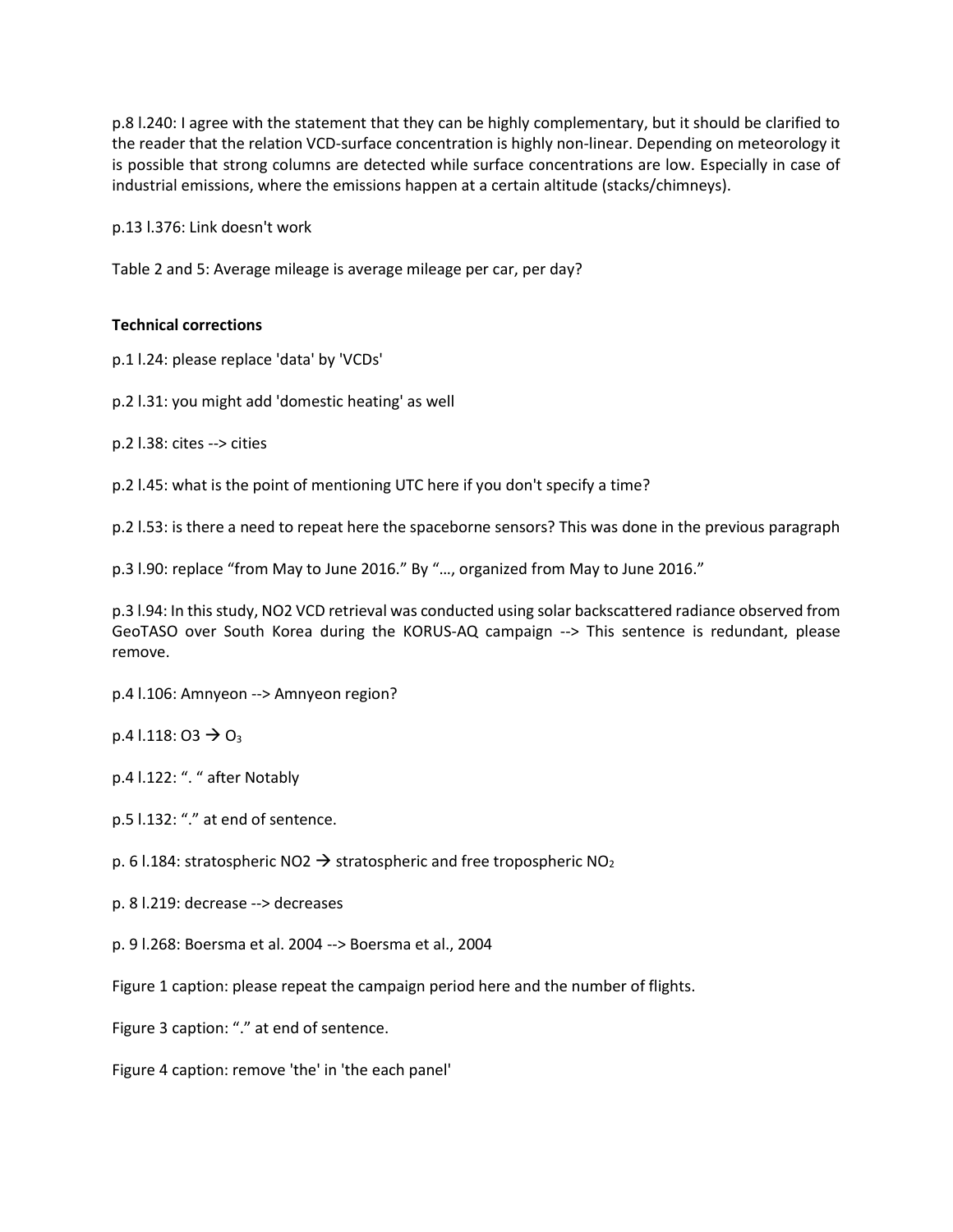p.8 l.240: I agree with the statement that they can be highly complementary, but it should be clarified to the reader that the relation VCD-surface concentration is highly non-linear. Depending on meteorology it is possible that strong columns are detected while surface concentrations are low. Especially in case of industrial emissions, where the emissions happen at a certain altitude (stacks/chimneys).

p.13 l.376: Link doesn't work

Table 2 and 5: Average mileage is average mileage per car, per day?

**Technical corrections**

p.1 l.24: please replace 'data' by 'VCDs'

p.2 l.31: you might add 'domestic heating' as well

p.2 l.38: cites --> cities

p.2 l.45: what is the point of mentioning UTC here if you don't specify a time?

p.2 l.53: is there a need to repeat here the spaceborne sensors? This was done in the previous paragraph

p.3 l.90: replace "from May to June 2016." By "…, organized from May to June 2016."

p.3 l.94: In this study, NO2 VCD retrieval was conducted using solar backscattered radiance observed from GeoTASO over South Korea during the KORUS-AQ campaign --> This sentence is redundant, please remove.

p.4 l.106: Amnyeon --> Amnyeon region?

p.4 l.118: O3 → $O_3$

p.4 l.122: ". " after Notably

p.5 l.132: "." at end of sentence.

p. 6 l.184: stratospheric NO2 → stratospheric and free tropospheric $NO_2$

p. 8 l.219: decrease --> decreases

p. 9 l.268: Boersma et al. 2004 --> Boersma et al., 2004

Figure 1 caption: please repeat the campaign period here and the number of flights.

Figure 3 caption: "." at end of sentence.

Figure 4 caption: remove 'the' in 'the each panel'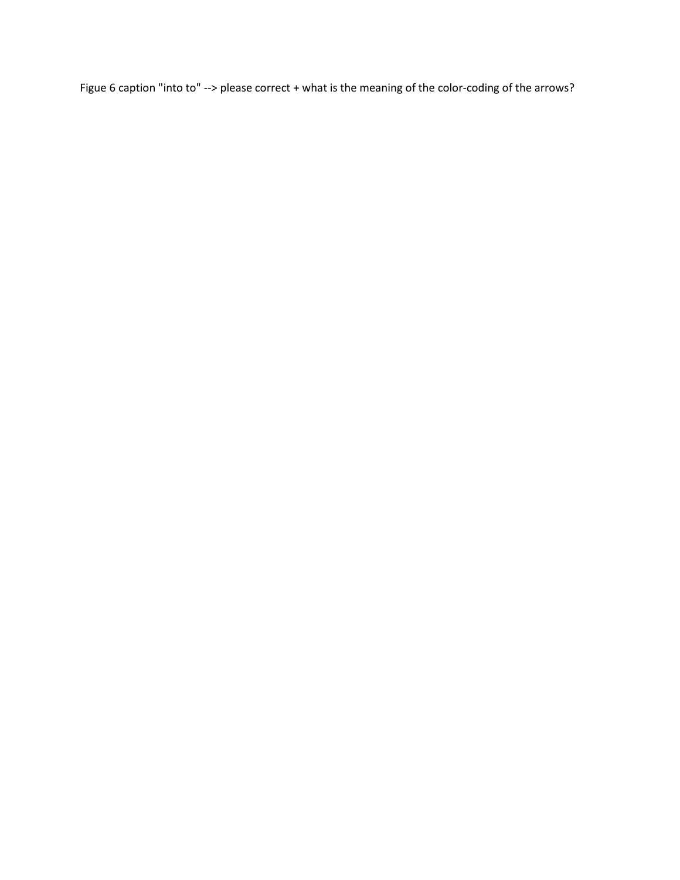Figue 6 caption "into to" --> please correct + what is the meaning of the color-coding of the arrows?